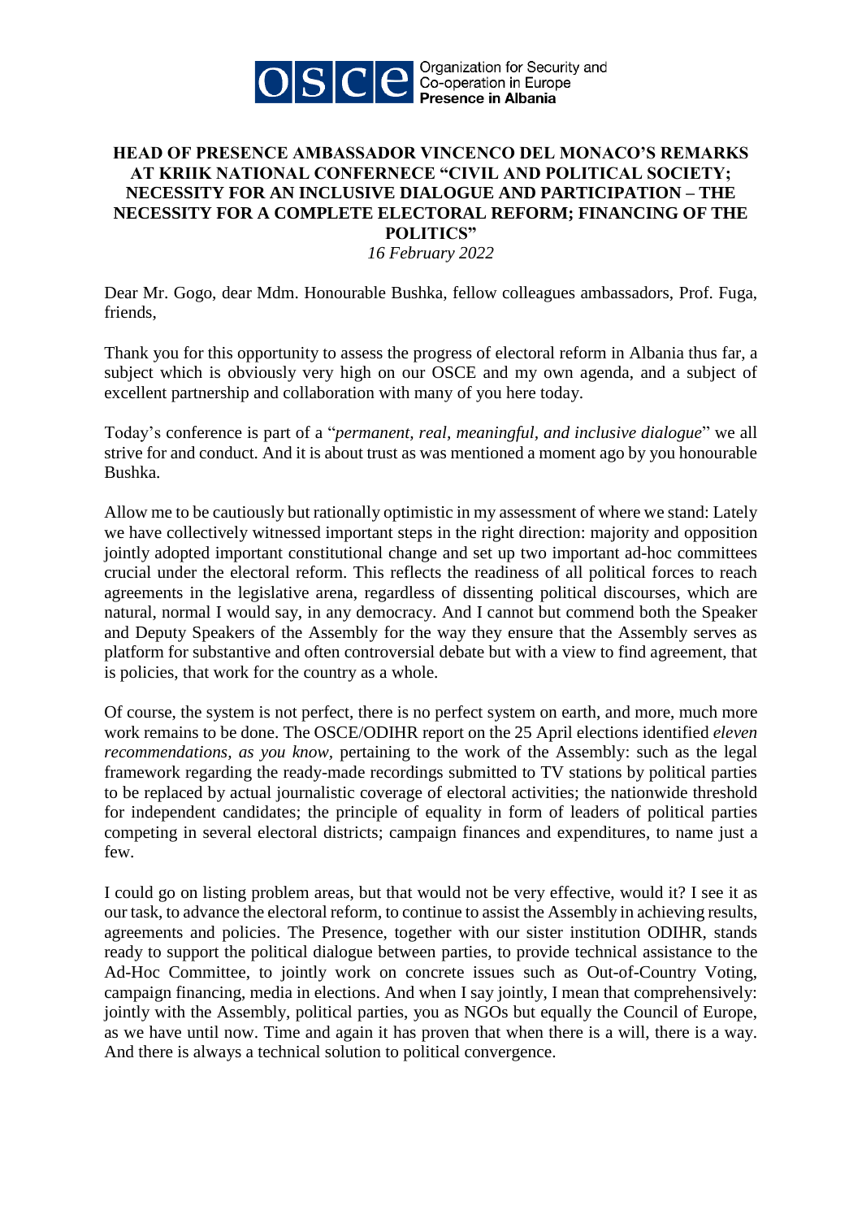Organization for Security and Co-operation in Europe
**Presence in Albania**

# HEAD OF PRESENCE AMBASSADOR VINCENCO DEL MONACO'S REMARKS AT KRIIK NATIONAL CONFERNECE "CIVIL AND POLITICAL SOCIETY; NECESSITY FOR AN INCLUSIVE DIALOGUE AND PARTICIPATION – THE NECESSITY FOR A COMPLETE ELECTORAL REFORM; FINANCING OF THE POLITICS"

*16 February 2022*

Dear Mr. Gogo, dear Mdm. Honourable Bushka, fellow colleagues ambassadors, Prof. Fuga, friends,

Thank you for this opportunity to assess the progress of electoral reform in Albania thus far, a subject which is obviously very high on our OSCE and my own agenda, and a subject of excellent partnership and collaboration with many of you here today.

Today's conference is part of a "*permanent, real, meaningful, and inclusive dialogue*" we all strive for and conduct. And it is about trust as was mentioned a moment ago by you honourable Bushka.

Allow me to be cautiously but rationally optimistic in my assessment of where we stand: Lately we have collectively witnessed important steps in the right direction: majority and opposition jointly adopted important constitutional change and set up two important ad-hoc committees crucial under the electoral reform. This reflects the readiness of all political forces to reach agreements in the legislative arena, regardless of dissenting political discourses, which are natural, normal I would say, in any democracy. And I cannot but commend both the Speaker and Deputy Speakers of the Assembly for the way they ensure that the Assembly serves as platform for substantive and often controversial debate but with a view to find agreement, that is policies, that work for the country as a whole.

Of course, the system is not perfect, there is no perfect system on earth, and more, much more work remains to be done. The OSCE/ODIHR report on the 25 April elections identified *eleven recommendations, as you know*, pertaining to the work of the Assembly: such as the legal framework regarding the ready-made recordings submitted to TV stations by political parties to be replaced by actual journalistic coverage of electoral activities; the nationwide threshold for independent candidates; the principle of equality in form of leaders of political parties competing in several electoral districts; campaign finances and expenditures, to name just a few.

I could go on listing problem areas, but that would not be very effective, would it? I see it as our task, to advance the electoral reform, to continue to assist the Assembly in achieving results, agreements and policies. The Presence, together with our sister institution ODIHR, stands ready to support the political dialogue between parties, to provide technical assistance to the Ad-Hoc Committee, to jointly work on concrete issues such as Out-of-Country Voting, campaign financing, media in elections. And when I say jointly, I mean that comprehensively: jointly with the Assembly, political parties, you as NGOs but equally the Council of Europe, as we have until now. Time and again it has proven that when there is a will, there is a way. And there is always a technical solution to political convergence.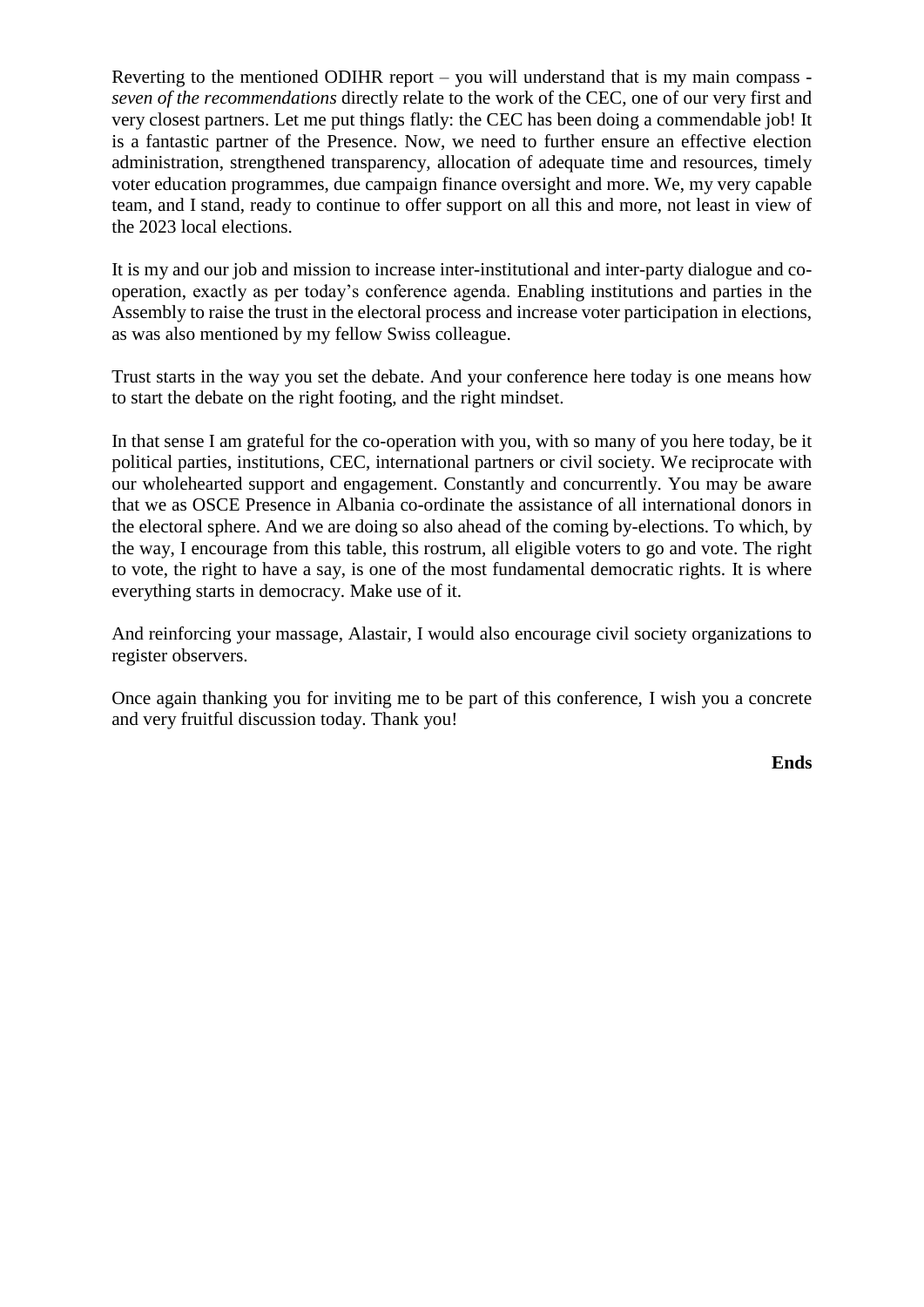Reverting to the mentioned ODIHR report – you will understand that is my main compass - *seven of the recommendations* directly relate to the work of the CEC, one of our very first and very closest partners. Let me put things flatly: the CEC has been doing a commendable job! It is a fantastic partner of the Presence. Now, we need to further ensure an effective election administration, strengthened transparency, allocation of adequate time and resources, timely voter education programmes, due campaign finance oversight and more. We, my very capable team, and I stand, ready to continue to offer support on all this and more, not least in view of the 2023 local elections.

It is my and our job and mission to increase inter-institutional and inter-party dialogue and co-operation, exactly as per today's conference agenda. Enabling institutions and parties in the Assembly to raise the trust in the electoral process and increase voter participation in elections, as was also mentioned by my fellow Swiss colleague.

Trust starts in the way you set the debate. And your conference here today is one means how to start the debate on the right footing, and the right mindset.

In that sense I am grateful for the co-operation with you, with so many of you here today, be it political parties, institutions, CEC, international partners or civil society. We reciprocate with our wholehearted support and engagement. Constantly and concurrently. You may be aware that we as OSCE Presence in Albania co-ordinate the assistance of all international donors in the electoral sphere. And we are doing so also ahead of the coming by-elections. To which, by the way, I encourage from this table, this rostrum, all eligible voters to go and vote. The right to vote, the right to have a say, is one of the most fundamental democratic rights. It is where everything starts in democracy. Make use of it.

And reinforcing your massage, Alastair, I would also encourage civil society organizations to register observers.

Once again thanking you for inviting me to be part of this conference, I wish you a concrete and very fruitful discussion today. Thank you!

**Ends**